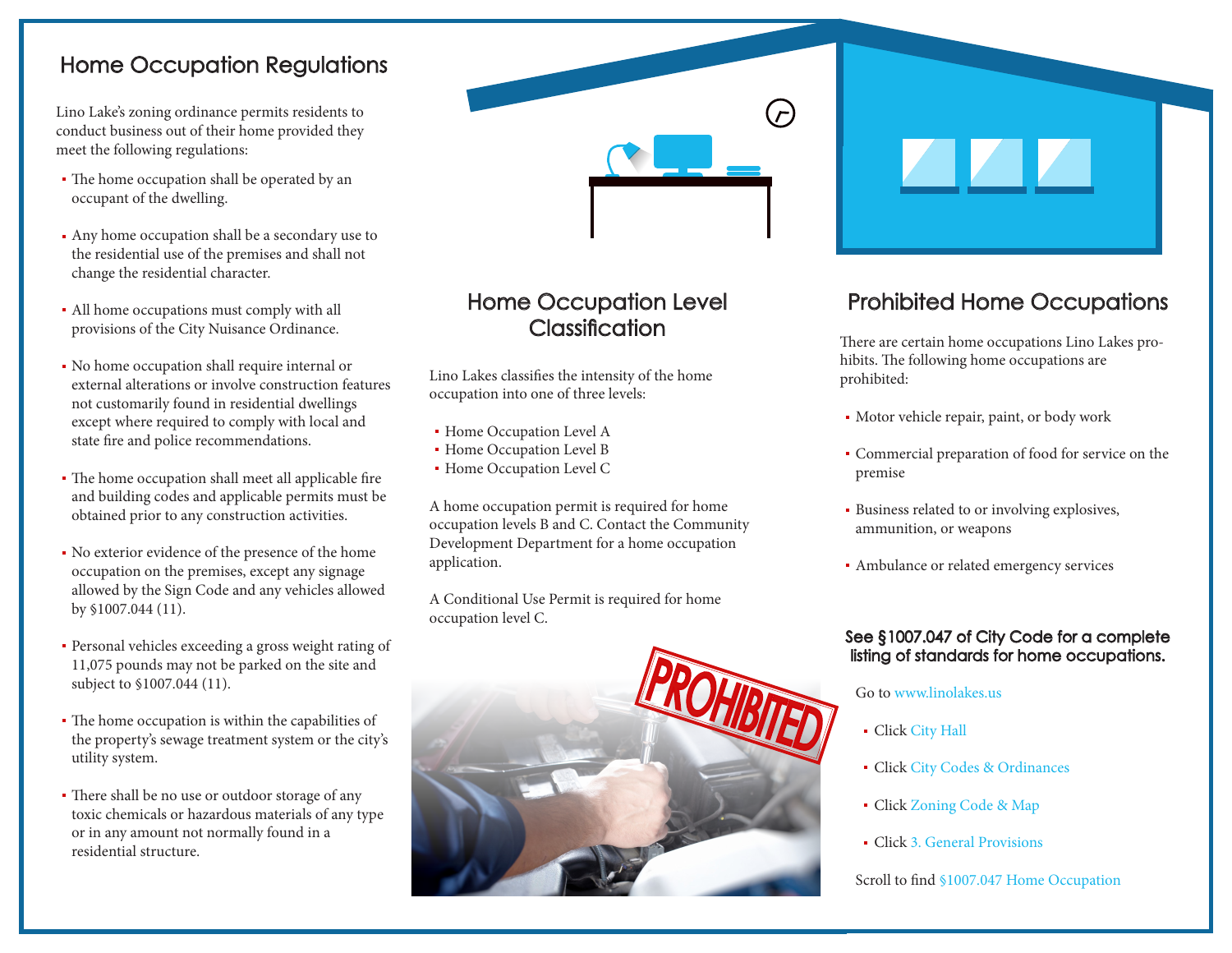## Home Occupation Regulations

Lino Lake's zoning ordinance permits residents to conduct business out of their home provided they meet the following regulations:

- The home occupation shall be operated by an occupant of the dwelling.
- Any home occupation shall be a secondary use to the residential use of the premises and shall not change the residential character.
- All home occupations must comply with all provisions of the City Nuisance Ordinance.
- No home occupation shall require internal or external alterations or involve construction features not customarily found in residential dwellings except where required to comply with local and state fire and police recommendations.
- The home occupation shall meet all applicable fire and building codes and applicable permits must be obtained prior to any construction activities.
- No exterior evidence of the presence of the home occupation on the premises, except any signage allowed by the Sign Code and any vehicles allowed by §1007.044 (11).
- Personal vehicles exceeding a gross weight rating of 11,075 pounds may not be parked on the site and subject to §1007.044 (11).
- The home occupation is within the capabilities of the property's sewage treatment system or the city's utility system.
- There shall be no use or outdoor storage of any toxic chemicals or hazardous materials of any type or in any amount not normally found in a residential structure.

## Home Occupation Level Classification

Lino Lakes classifies the intensity of the home occupation into one of three levels:

- Home Occupation Level A
- Home Occupation Level B
- Home Occupation Level C

A home occupation permit is required for home occupation levels B and C. Contact the Community Development Department for a home occupation application.

A Conditional Use Permit is required for home occupation level C.

## Prohibited Home Occupations

There are certain home occupations Lino Lakes prohibits. The following home occupations are prohibited:

- Motor vehicle repair, paint, or body work
- Commercial preparation of food for service on the premise
- Business related to or involving explosives, ammunition, or weapons
- Ambulance or related emergency services

**See §1007.047 of City Code for a complete listing of standards for home occupations.**

Go to www.linolakes.us

- Click City Hall
- Click City Codes & Ordinances
- Click Zoning Code & Map
- Click 3. General Provisions

Scroll to find §1007.047 Home Occupation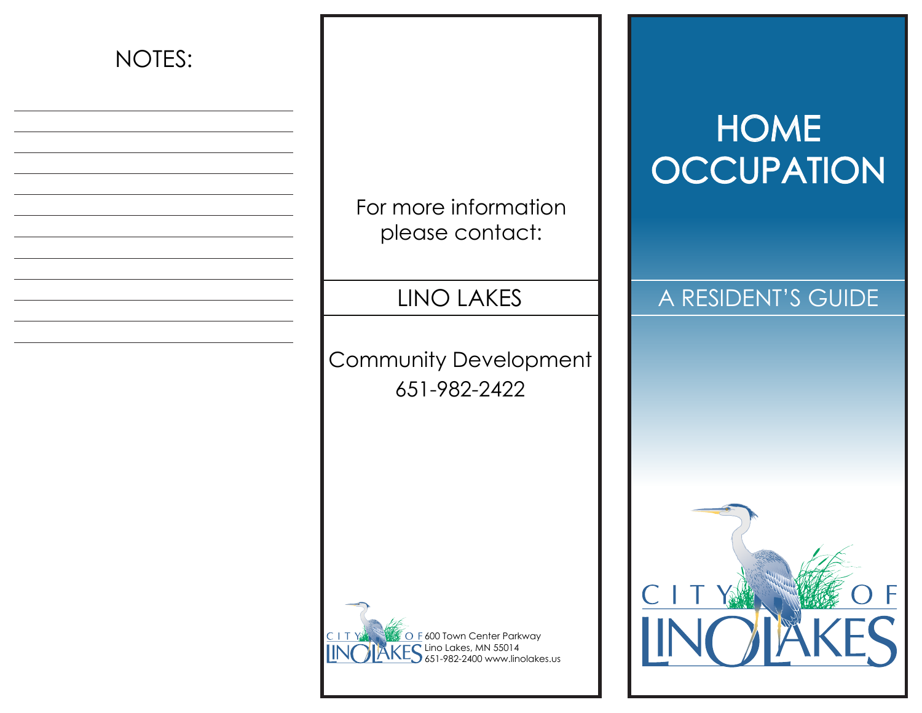NOTES:

For more information please contact:

LINO LAKES

Community Development
651-982-2422

CITY OF LINO LAKES
600 Town Center Parkway
Lino Lakes, MN 55014
651-982-2400 www.linolakes.us

# HOME OCCUPATION

## A RESIDENT'S GUIDE

CITY OF LINO LAKES